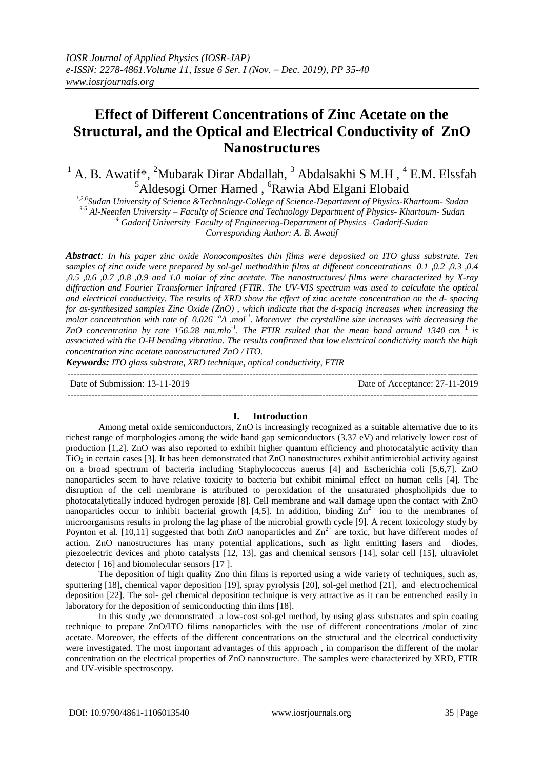# Effect of Different Concentrations of Zinc Acetate on the Structural, and the Optical and Electrical Conductivity of ZnO Nanostructures

[1] A. B. Awatif*, [2]Mubarak Dirar Abdallah, [3] Abdalsakhi S M.H , [4] E.M. Elssfah
[5]Aldesogi Omer Hamed , [6]Rawia Abd Elgani Elobaid

*[1,2,6]Sudan University of Science &Technology-College of Science-Department of Physics-Khartoum- Sudan*
*[3-5] Al-Neenlen University – Faculty of Science and Technology Department of Physics- Khartoum- Sudan*
*[4] Gadarif University Faculty of Engineering-Department of Physics –Gadarif-Sudan*
*Corresponding Author: A. B. Awatif*

***Abstract**: In his paper zinc oxide Nonocomposites thin films were deposited on ITO glass substrate. Ten samples of zinc oxide were prepared by sol-gel method/thin films at different concentrations 0.1 ,0.2 ,0.3 ,0.4 ,0.5 ,0.6 ,0.7 ,0.8 ,0.9 and 1.0 molar of zinc acetate. The nanostructures/ films were characterized by X-ray diffraction and Fourier Transformer Infrared (FTIR. The UV-VIS spectrum was used to calculate the optical and electrical conductivity. The results of XRD show the effect of zinc acetate concentration on the d- spacing for as-synthesized samples Zinc Oxide (ZnO) , which indicate that the d-spacig increases when increasing the molar concentration with rate of 0.026 $^{o}A .mol^{-1}$. Moreover the crystalline size increases with decreasing the ZnO concentration by rate 156.28 $nm.mlo^{-1}$. The FTIR rsulted that the mean band around 1340 $cm^{-1}$ is associated with the O-H bending vibration. The results confirmed that low electrical condictivity match the high concentration zinc acetate nanostructured ZnO / ITO.*

***Keywords:** ITO glass substrate, XRD technique, optical conductivity, FTIR*

---

Date of Submission: 13-11-2019 Date of Acceptance: 27-11-2019

---

## I. Introduction

Among metal oxide semiconductors, ZnO is increasingly recognized as a suitable alternative due to its richest range of morphologies among the wide band gap semiconductors (3.37 eV) and relatively lower cost of production [1,2]. ZnO was also reported to exhibit higher quantum efficiency and photocatalytic activity than $TiO_2$ in certain cases [3]. It has been demonstrated that ZnO nanostructures exhibit antimicrobial activity against on a broad spectrum of bacteria including Staphylococcus auerus [4] and Escherichia coli [5,6,7]. ZnO nanoparticles seem to have relative toxicity to bacteria but exhibit minimal effect on human cells [4]. The disruption of the cell membrane is attributed to peroxidation of the unsaturated phospholipids due to photocatalytically induced hydrogen peroxide [8]. Cell membrane and wall damage upon the contact with ZnO nanoparticles occur to inhibit bacterial growth [4,5]. In addition, binding $Zn^{2+}$ ion to the membranes of microorganisms results in prolong the lag phase of the microbial growth cycle [9]. A recent toxicology study by Poynton et al. [10,11] suggested that both ZnO nanoparticles and $Zn^{2+}$ are toxic, but have different modes of action. ZnO nanostructures has many potential applications, such as light emitting lasers and diodes, piezoelectric devices and photo catalysts [12, 13], gas and chemical sensors [14], solar cell [15], ultraviolet detector [ 16] and biomolecular sensors [17 ].

The deposition of high quality Zno thin films is reported using a wide variety of techniques, such as, sputtering [18], chemical vapor deposition [19], spray pyrolysis [20], sol-gel method [21], and electrochemical deposition [22]. The sol- gel chemical deposition technique is very attractive as it can be entrenched easily in laboratory for the deposition of semiconducting thin ilms [18].

In this study ,we demonstrated a low-cost sol-gel method, by using glass substrates and spin coating technique to prepare ZnO/ITO filims nanoparticles with the use of different concentrations /molar of zinc acetate. Moreover, the effects of the different concentrations on the structural and the electrical conductivity were investigated. The most important advantages of this approach , in comparison the different of the molar concentration on the electrical properties of ZnO nanostructure. The samples were characterized by XRD, FTIR and UV-visible spectroscopy.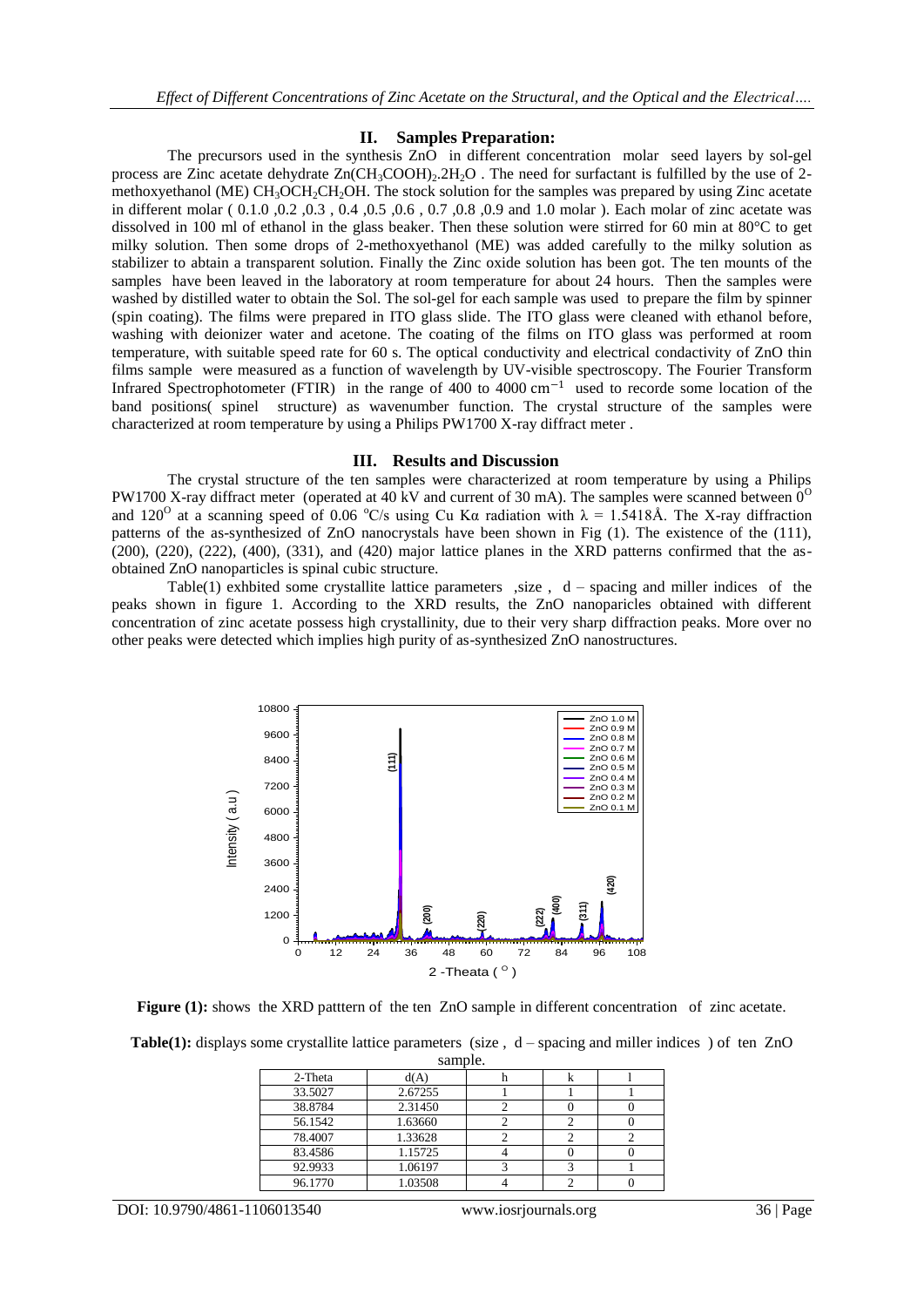## II. Samples Preparation:

The precursors used in the synthesis ZnO in different concentration molar seed layers by sol-gel process are Zinc acetate dehydrate $Zn(CH_3COOH)_2.2H_2O$ . The need for surfactant is fulfilled by the use of 2-methoxyethanol (ME) $CH_3OCH_2CH_2OH$. The stock solution for the samples was prepared by using Zinc acetate in different molar ( 0.1.0 ,0.2 ,0.3 , 0.4 ,0.5 ,0.6 , 0.7 ,0.8 ,0.9 and 1.0 molar ). Each molar of zinc acetate was dissolved in 100 ml of ethanol in the glass beaker. Then these solution were stirred for 60 min at 80°C to get milky solution. Then some drops of 2-methoxyethanol (ME) was added carefully to the milky solution as stabilizer to abtain a transparent solution. Finally the Zinc oxide solution has been got. The ten mounts of the samples have been leaved in the laboratory at room temperature for about 24 hours. Then the samples were washed by distilled water to obtain the Sol. The sol-gel for each sample was used to prepare the film by spinner (spin coating). The films were prepared in ITO glass slide. The ITO glass were cleaned with ethanol before, washing with deionizer water and acetone. The coating of the films on ITO glass was performed at room temperature, with suitable speed rate for 60 s. The optical conductivity and electrical condactivity of ZnO thin films sample were measured as a function of wavelength by UV-visible spectroscopy. The Fourier Transform Infrared Spectrophotometer (FTIR) in the range of 400 to 4000 $cm^{-1}$ used to recorde some location of the band positions( spinel structure) as wavenumber function. The crystal structure of the samples were characterized at room temperature by using a Philips PW1700 X-ray diffract meter .

## III. Results and Discussion

The crystal structure of the ten samples were characterized at room temperature by using a Philips PW1700 X-ray diffract meter (operated at 40 kV and current of 30 mA). The samples were scanned between $0^O$ and $120^O$ at a scanning speed of 0.06 $^oC$/s using Cu Kα radiation with λ = 1.5418Å. The X-ray diffraction patterns of the as-synthesized of ZnO nanocrystals have been shown in Fig (1). The existence of the (111), (200), (220), (222), (400), (331), and (420) major lattice planes in the XRD patterns confirmed that the as-obtained ZnO nanoparticles is spinal cubic structure.

Table(1) exhbited some crystallite lattice parameters ,size , d – spacing and miller indices of the peaks shown in figure 1. According to the XRD results, the ZnO nanoparicles obtained with different concentration of zinc acetate possess high crystallinity, due to their very sharp diffraction peaks. More over no other peaks were detected which implies high purity of as-synthesized ZnO nanostructures.

**Figure (1):** shows the XRD patttern of the ten ZnO sample in different concentration of zinc acetate.

**Table(1):** displays some crystallite lattice parameters (size , d – spacing and miller indices ) of ten ZnO sample.

| 2-Theta | d(A) | h | k | l |
|---|---|---|---|---|
| 33.5027 | 2.67255 | 1 | 1 | 1 |
| 38.8784 | 2.31450 | 2 | 0 | 0 |
| 56.1542 | 1.63660 | 2 | 2 | 0 |
| 78.4007 | 1.33628 | 2 | 2 | 2 |
| 83.4586 | 1.15725 | 4 | 0 | 0 |
| 92.9933 | 1.06197 | 3 | 3 | 1 |
| 96.1770 | 1.03508 | 4 | 2 | 0 |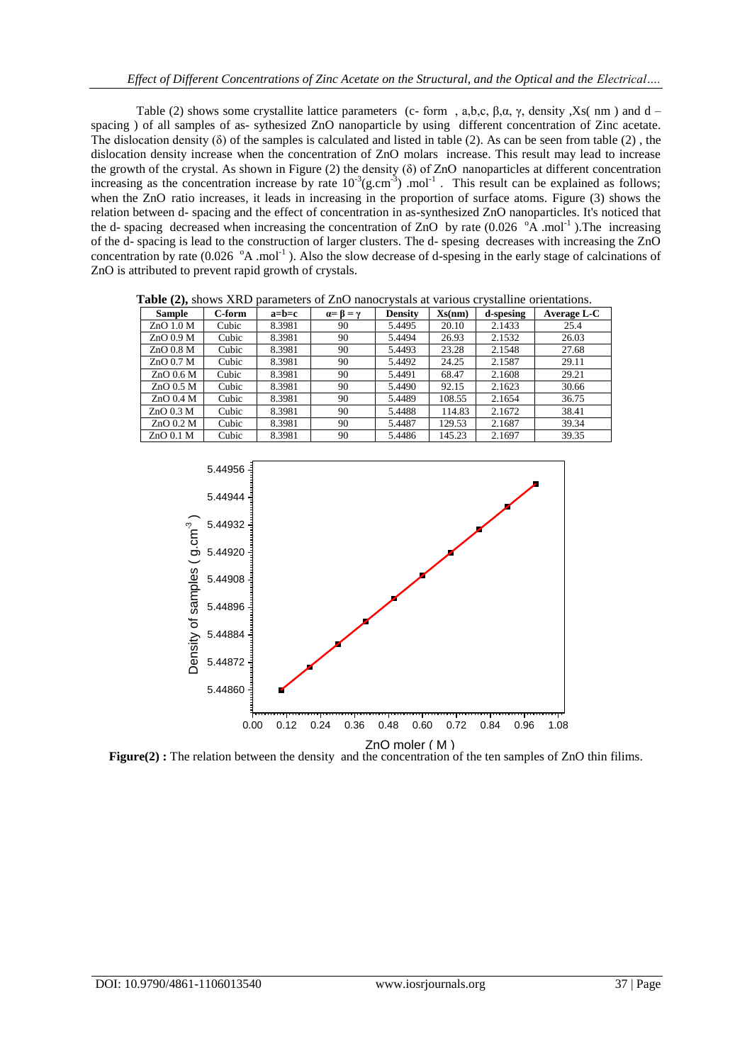Table (2) shows some crystallite lattice parameters (c- form , a,b,c, β,α, γ, density ,Xs( nm ) and d – spacing ) of all samples of as- sythesized ZnO nanoparticle by using different concentration of Zinc acetate. The dislocation density (δ) of the samples is calculated and listed in table (2). As can be seen from table (2) , the dislocation density increase when the concentration of ZnO molars increase. This result may lead to increase the growth of the crystal. As shown in Figure (2) the density (δ) of ZnO nanoparticles at different concentration increasing as the concentration increase by rate $10^{-3}(g.cm^{-3})$ .$mol^{-1}$ . This result can be explained as follows; when the ZnO ratio increases, it leads in increasing in the proportion of surface atoms. Figure (3) shows the relation between d- spacing and the effect of concentration in as-synthesized ZnO nanoparticles. It's noticed that the d- spacing decreased when increasing the concentration of ZnO by rate (0.026 °A .$mol^{-1}$ ).The increasing of the d- spacing is lead to the construction of larger clusters. The d- spesing decreases with increasing the ZnO concentration by rate (0.026 °A .$mol^{-1}$ ). Also the slow decrease of d-spesing in the early stage of calcinations of ZnO is attributed to prevent rapid growth of crystals.

**Table (2),** shows XRD parameters of ZnO nanocrystals at various crystalline orientations.

| Sample | C-form | a=b=c | α= β = γ | Density | Xs(nm) | d-spesing | Average L-C |
|---|---|---|---|---|---|---|---|
| ZnO 1.0 M | Cubic | 8.3981 | 90 | 5.4495 | 20.10 | 2.1433 | 25.4 |
| ZnO 0.9 M | Cubic | 8.3981 | 90 | 5.4494 | 26.93 | 2.1532 | 26.03 |
| ZnO 0.8 M | Cubic | 8.3981 | 90 | 5.4493 | 23.28 | 2.1548 | 27.68 |
| ZnO 0.7 M | Cubic | 8.3981 | 90 | 5.4492 | 24.25 | 2.1587 | 29.11 |
| ZnO 0.6 M | Cubic | 8.3981 | 90 | 5.4491 | 68.47 | 2.1608 | 29.21 |
| ZnO 0.5 M | Cubic | 8.3981 | 90 | 5.4490 | 92.15 | 2.1623 | 30.66 |
| ZnO 0.4 M | Cubic | 8.3981 | 90 | 5.4489 | 108.55 | 2.1654 | 36.75 |
| ZnO 0.3 M | Cubic | 8.3981 | 90 | 5.4488 | 114.83 | 2.1672 | 38.41 |
| ZnO 0.2 M | Cubic | 8.3981 | 90 | 5.4487 | 129.53 | 2.1687 | 39.34 |
| ZnO 0.1 M | Cubic | 8.3981 | 90 | 5.4486 | 145.23 | 2.1697 | 39.35 |

**Figure(2) :** The relation between the density and the concentration of the ten samples of ZnO thin filims.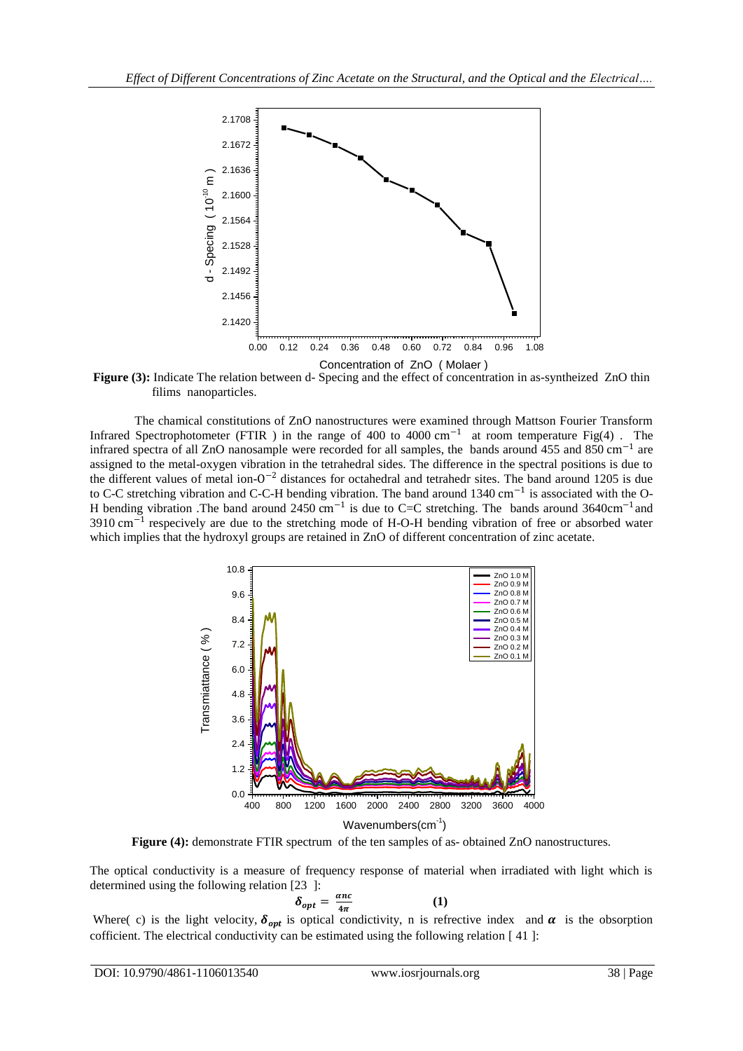**Figure (3):** Indicate The relation between d- Specing and the effect of concentration in as-syntheized ZnO thin filims nanoparticles.

The chamical constitutions of ZnO nanostructures were examined through Mattson Fourier Transform Infrared Spectrophotometer (FTIR ) in the range of 400 to 4000 $cm^{-1}$ at room temperature Fig(4) . The infrared spectra of all ZnO nanosample were recorded for all samples, the bands around 455 and 850 $cm^{-1}$ are assigned to the metal-oxygen vibration in the tetrahedral sides. The difference in the spectral positions is due to the different values of metal ion-$O^{-2}$ distances for octahedral and tetrahedr sites. The band around 1205 is due to C-C stretching vibration and C-C-H bending vibration. The band around 1340 $cm^{-1}$ is associated with the O-H bending vibration .The band around 2450 $cm^{-1}$ is due to C=C stretching. The bands around 3640$cm^{-1}$ and 3910 $cm^{-1}$ respecively are due to the stretching mode of H-O-H bending vibration of free or absorbed water which implies that the hydroxyl groups are retained in ZnO of different concentration of zinc acetate.

**Figure (4):** demonstrate FTIR spectrum of the ten samples of as- obtained ZnO nanostructures.

The optical conductivity is a measure of frequency response of material when irradiated with light which is determined using the following relation [23 ]:

$$\delta_{opt} = \frac{\alpha n c}{4\pi} \qquad (1)$$

Where( c) is the light velocity, $\delta_{opt}$ is optical condictivity, n is refrective index and $\alpha$ is the obsorption cofficient. The electrical conductivity can be estimated using the following relation [ 41 ]: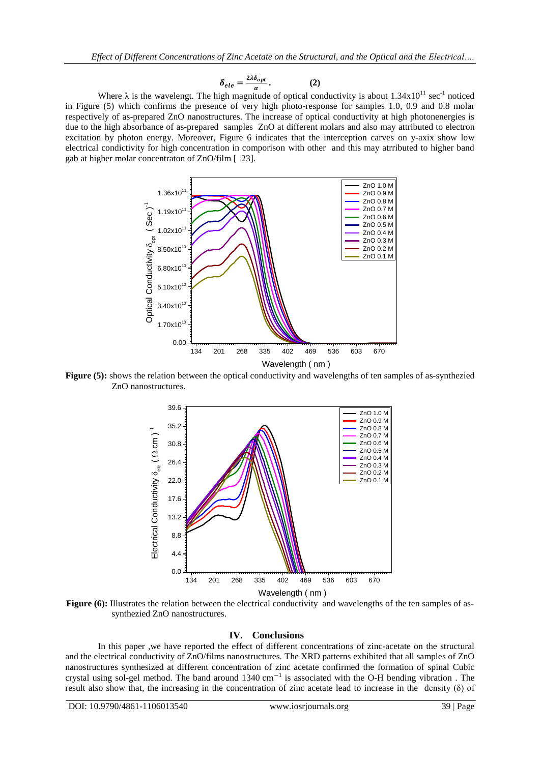$$\delta_{ele} = \frac{2\lambda\delta_{opt}}{\alpha}. \qquad \textbf{(2)}$$

Where $\lambda$ is the wavelengt. The high magnitude of optical conductivity is about $1.34 \times 10^{11}$ $sec^{-1}$ noticed in Figure (5) which confirms the presence of very high photo-response for samples 1.0, 0.9 and 0.8 molar respectively of as-prepared ZnO nanostructures. The increase of optical conductivity at high photonenergies is due to the high absorbance of as-prepared samples ZnO at different molars and also may attributed to electron excitation by photon energy. Moreover, Figure 6 indicates that the interception carves on y-aixix show low electrical condictivity for high concentration in comporison with other and this may atrributed to higher band gab at higher molar concentraton of ZnO/film [ 23].

**Figure (5):** shows the relation between the optical conductivity and wavelengths of ten samples of as-synthezied ZnO nanostructures.

**Figure (6):** Illustrates the relation between the electrical conductivity and wavelengths of the ten samples of as-synthezied ZnO nanostructures.

## IV. Conclusions

In this paper ,we have reported the effect of different concentrations of zinc-acetate on the structural and the electrical conductivity of ZnO/films nanostructures. The XRD patterns exhibited that all samples of ZnO nanostructures synthesized at different concentration of zinc acetate confirmed the formation of spinal Cubic crystal using sol-gel method. The band around 1340 $cm^{-1}$ is associated with the O-H bending vibration . The result also show that, the increasing in the concentration of zinc acetate lead to increase in the density ($\delta$) of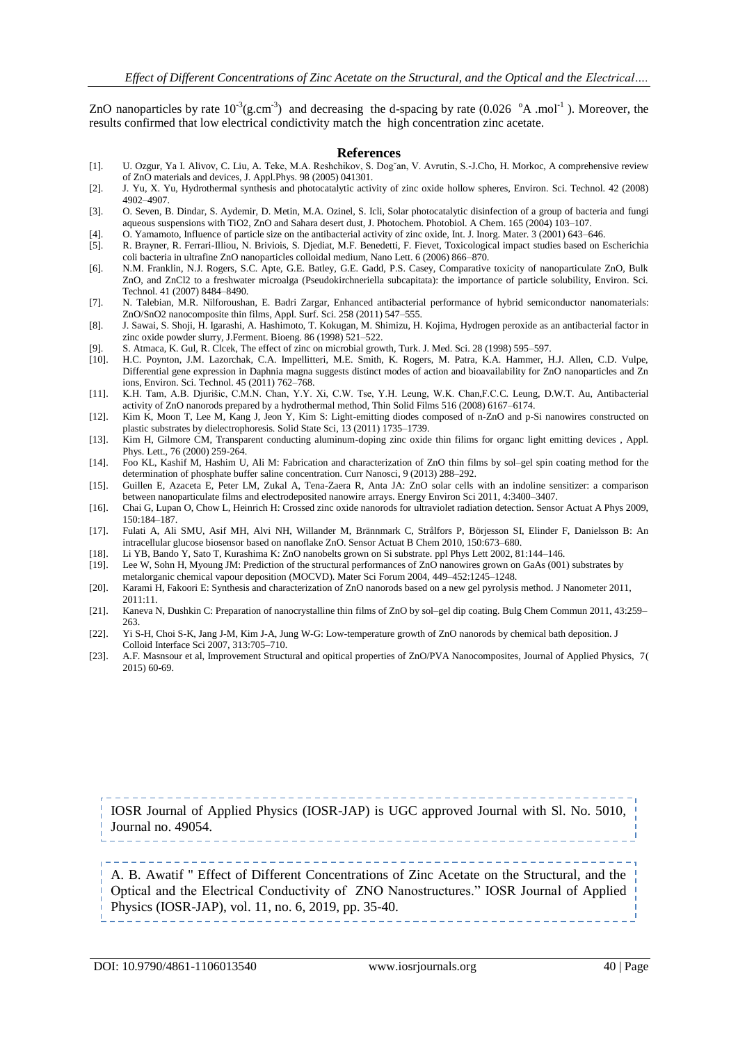ZnO nanoparticles by rate $10^{-3}$($g.cm^{-3}$) and decreasing the d-spacing by rate (0.026 °A .$mol^{-1}$ ). Moreover, the results confirmed that low electrical condictivity match the high concentration zinc acetate.

## References

[1]. U. Ozgur, Ya I. Alivov, C. Liu, A. Teke, M.A. Reshchikov, S. Dog˘an, V. Avrutin, S.-J.Cho, H. Morkoc, A comprehensive review of ZnO materials and devices, J. Appl.Phys. 98 (2005) 041301.

[2]. J. Yu, X. Yu, Hydrothermal synthesis and photocatalytic activity of zinc oxide hollow spheres, Environ. Sci. Technol. 42 (2008) 4902–4907.

[3]. O. Seven, B. Dindar, S. Aydemir, D. Metin, M.A. Ozinel, S. Icli, Solar photocatalytic disinfection of a group of bacteria and fungi aqueous suspensions with TiO2, ZnO and Sahara desert dust, J. Photochem. Photobiol. A Chem. 165 (2004) 103–107.

[4]. O. Yamamoto, Influence of particle size on the antibacterial activity of zinc oxide, Int. J. Inorg. Mater. 3 (2001) 643–646.

[5]. R. Brayner, R. Ferrari-Illiou, N. Brivіois, S. Djediat, M.F. Benedetti, F. Fievet, Toxicological impact studies based on Escherichia coli bacteria in ultrafine ZnO nanoparticles colloidal medium, Nano Lett. 6 (2006) 866–870.

[6]. N.M. Franklin, N.J. Rogers, S.C. Apte, G.E. Batley, G.E. Gadd, P.S. Casey, Comparative toxicity of nanoparticulate ZnO, Bulk ZnO, and ZnCl2 to a freshwater microalga (Pseudokirchneriella subcapitata): the importance of particle solubility, Environ. Sci. Technol. 41 (2007) 8484–8490.

[7]. N. Talebian, M.R. Nilforoushan, E. Badri Zargar, Enhanced antibacterial performance of hybrid semiconductor nanomaterials: ZnO/SnO2 nanocomposite thin films, Appl. Surf. Sci. 258 (2011) 547–555.

[8]. J. Sawai, S. Shoji, H. Igarashi, A. Hashimoto, T. Kokugan, M. Shimizu, H. Kojima, Hydrogen peroxide as an antibacterial factor in zinc oxide powder slurry, J.Ferment. Bioeng. 86 (1998) 521–522.

[9]. S. Atmaca, K. Gul, R. Clcek, The effect of zinc on microbial growth, Turk. J. Med. Sci. 28 (1998) 595–597.

[10]. H.C. Poynton, J.M. Lazorchak, C.A. Impellitteri, M.E. Smith, K. Rogers, M. Patra, K.A. Hammer, H.J. Allen, C.D. Vulpe, Differential gene expression in Daphnia magna suggests distinct modes of action and bioavailability for ZnO nanoparticles and Zn ions, Environ. Sci. Technol. 45 (2011) 762–768.

[11]. K.H. Tam, A.B. Djurišic, C.M.N. Chan, Y.Y. Xi, C.W. Tse, Y.H. Leung, W.K. Chan,F.C.C. Leung, D.W.T. Au, Antibacterial activity of ZnO nanorods prepared by a hydrothermal method, Thin Solid Films 516 (2008) 6167–6174.

[12]. Kim K, Moon T, Lee M, Kang J, Jeon Y, Kim S: Light-emitting diodes composed of n-ZnO and p-Si nanowires constructed on plastic substrates by dielectrophoresis. Solid State Sci, 13 (2011) 1735–1739.

[13]. Kim H, Gilmore CM, Transparent conducting aluminum-doping zinc oxide thin filims for organc light emitting devices , Appl. Phys. Lett., 76 (2000) 259-264.

[14]. Foo KL, Kashif M, Hashim U, Ali M: Fabrication and characterization of ZnO thin films by sol–gel spin coating method for the determination of phosphate buffer saline concentration. Curr Nanosci, 9 (2013) 288–292.

[15]. Guillen E, Azaceta E, Peter LM, Zukal A, Tena-Zaera R, Anta JA: ZnO solar cells with an indoline sensitizer: a comparison between nanoparticulate films and electrodeposited nanowire arrays. Energy Environ Sci 2011, 4:3400–3407.

[16]. Chai G, Lupan O, Chow L, Heinrich H: Crossed zinc oxide nanorods for ultraviolet radiation detection. Sensor Actuat A Phys 2009, 150:184–187.

[17]. Fulati A, Ali SMU, Asif MH, Alvi NH, Willander M, Brännmark C, Strålfors P, Börjesson SI, Elinder F, Danielsson B: An intracellular glucose biosensor based on nanoflake ZnO. Sensor Actuat B Chem 2010, 150:673–680.

[18]. Li YB, Bando Y, Sato T, Kurashima K: ZnO nanobelts grown on Si substrate. ppl Phys Lett 2002, 81:144–146.

[19]. Lee W, Sohn H, Myoung JM: Prediction of the structural performances of ZnO nanowires grown on GaAs (001) substrates by metalorganic chemical vapour deposition (MOCVD). Mater Sci Forum 2004, 449–452:1245–1248.

[20]. Karami H, Fakoori E: Synthesis and characterization of ZnO nanorods based on a new gel pyrolysis method. J Nanometer 2011, 2011:11.

[21]. Kaneva N, Dushkin C: Preparation of nanocrystalline thin films of ZnO by sol–gel dip coating. Bulg Chem Commun 2011, 43:259–263.

[22]. Yi S-H, Choi S-K, Jang J-M, Kim J-A, Jung W-G: Low-temperature growth of ZnO nanorods by chemical bath deposition. J Colloid Interface Sci 2007, 313:705–710.

[23]. A.F. Masnsour et al, Improvement Structural and opitical properties of ZnO/PVA Nanocomposites, Journal of Applied Physics, 7( 2015) 60-69.

IOSR Journal of Applied Physics (IOSR-JAP) is UGC approved Journal with Sl. No. 5010, Journal no. 49054.

A. B. Awatif " Effect of Different Concentrations of Zinc Acetate on the Structural, and the Optical and the Electrical Conductivity of ZNO Nanostructures." IOSR Journal of Applied Physics (IOSR-JAP), vol. 11, no. 6, 2019, pp. 35-40.